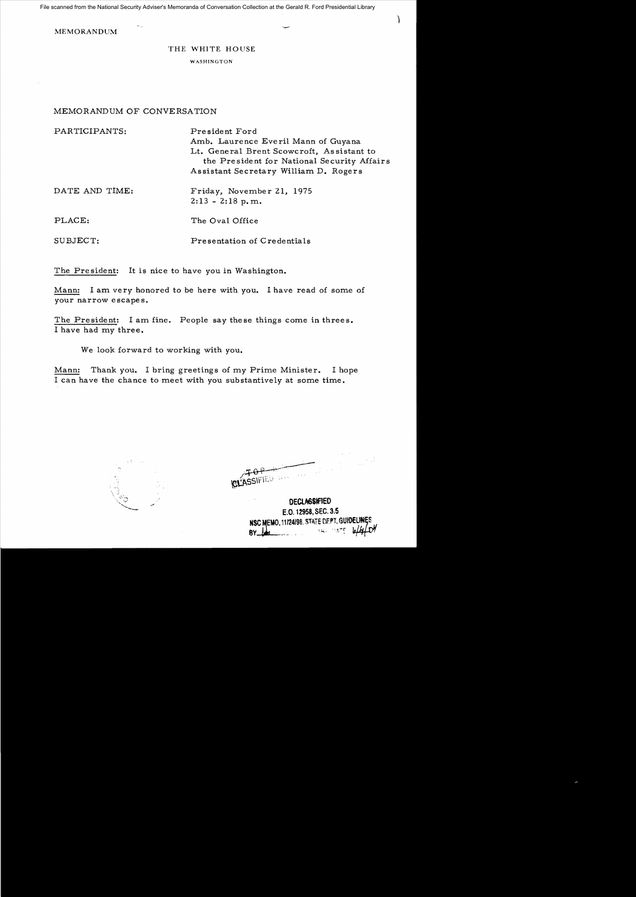MEMORANDUM

THE WHITE HOUSE

WASHINGTON

MEMORANDUM OF CONVERSATION

| | |
|---|---|
| PARTICIPANTS: | President Ford<br>Amb. Laurence Everil Mann of Guyana<br>Lt. General Brent Scowcroft, Assistant to the President for National Security Affairs<br>Assistant Secretary William D. Rogers |
| DATE AND TIME: | Friday, November 21, 1975<br>2:13 - 2:18 p.m. |
| PLACE: | The Oval Office |
| SUBJECT: | Presentation of Credentials |

The President: It is nice to have you in Washington.

Mann: I am very honored to be here with you. I have read of some of your narrow escapes.

The President: I am fine. People say these things come in threes. I have had my three.

We look forward to working with you.

Mann: Thank you. I bring greetings of my Prime Minister. I hope I can have the chance to meet with you substantively at some time.

TOP ~~CLASSIFIED~~

DECLASSIFIED
E.O. 12958, SEC. 3.5
NSC MEMO, 11/24/98, STATE DEPT. GUIDELINES
BY ___ DATE 6/4/04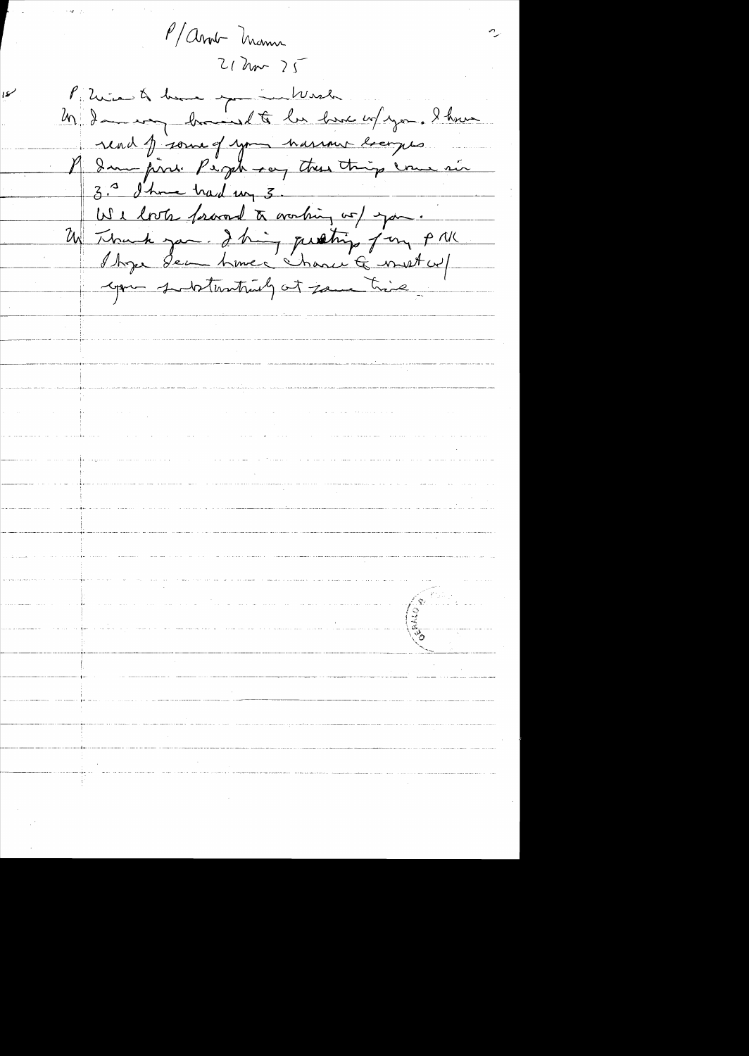P/Amb Mann

21 Nov 75

P Nice to have you in Wash.

M I am very honored to be here w/you. I have read of some of your marvelous exploits

P I am fine. People say these things come in 3. I have had my 3.

We look forward to working w/ you.

M Thank you. I bring greetings from PM

I hope I can have chance to meet w/ you substantively at some time.